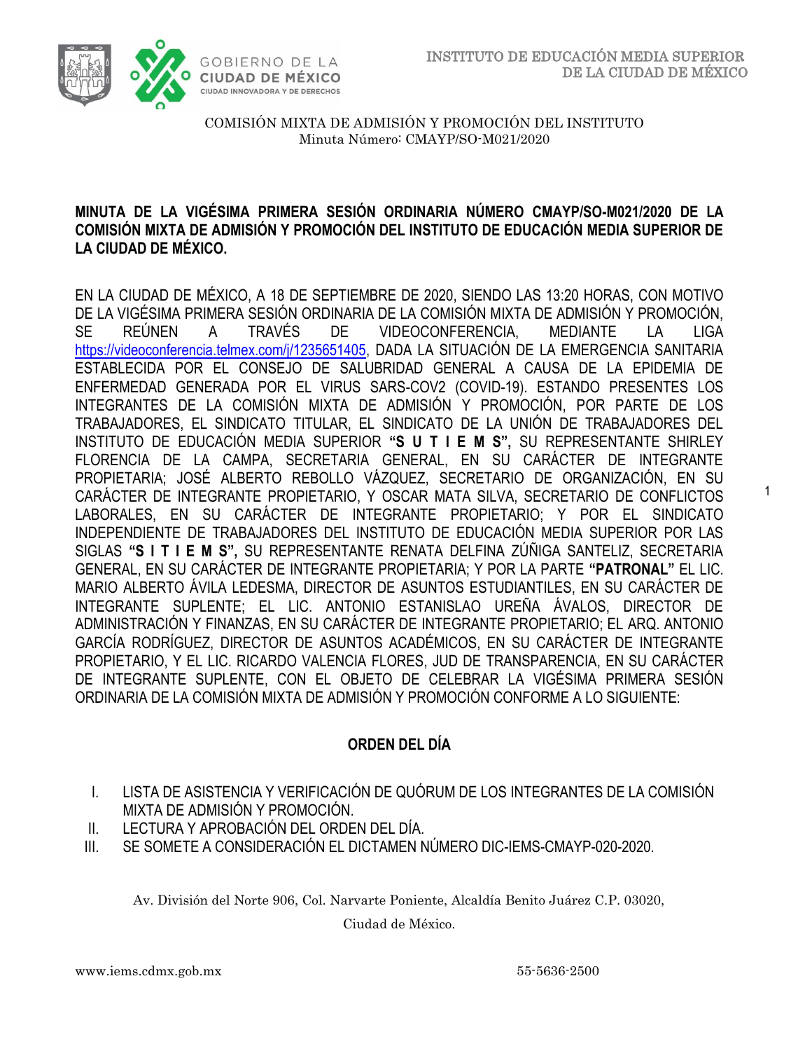COMISIÓN MIXTA DE ADMISIÓN Y PROMOCIÓN DEL INSTITUTO
Minuta Número: CMAYP/SO-M021/2020

**MINUTA DE LA VIGÉSIMA PRIMERA SESIÓN ORDINARIA NÚMERO CMAYP/SO-M021/2020 DE LA COMISIÓN MIXTA DE ADMISIÓN Y PROMOCIÓN DEL INSTITUTO DE EDUCACIÓN MEDIA SUPERIOR DE LA CIUDAD DE MÉXICO.**

EN LA CIUDAD DE MÉXICO, A 18 DE SEPTIEMBRE DE 2020, SIENDO LAS 13:20 HORAS, CON MOTIVO DE LA VIGÉSIMA PRIMERA SESIÓN ORDINARIA DE LA COMISIÓN MIXTA DE ADMISIÓN Y PROMOCIÓN, SE REÚNEN A TRAVÉS DE VIDEOCONFERENCIA, MEDIANTE LA LIGA https://videoconferencia.telmex.com/j/1235651405, DADA LA SITUACIÓN DE LA EMERGENCIA SANITARIA ESTABLECIDA POR EL CONSEJO DE SALUBRIDAD GENERAL A CAUSA DE LA EPIDEMIA DE ENFERMEDAD GENERADA POR EL VIRUS SARS-COV2 (COVID-19). ESTANDO PRESENTES LOS INTEGRANTES DE LA COMISIÓN MIXTA DE ADMISIÓN Y PROMOCIÓN, POR PARTE DE LOS TRABAJADORES, EL SINDICATO TITULAR, EL SINDICATO DE LA UNIÓN DE TRABAJADORES DEL INSTITUTO DE EDUCACIÓN MEDIA SUPERIOR **"S U T I E M S",** SU REPRESENTANTE SHIRLEY FLORENCIA DE LA CAMPA, SECRETARIA GENERAL, EN SU CARÁCTER DE INTEGRANTE PROPIETARIA; JOSÉ ALBERTO REBOLLO VÁZQUEZ, SECRETARIO DE ORGANIZACIÓN, EN SU CARÁCTER DE INTEGRANTE PROPIETARIO, Y OSCAR MATA SILVA, SECRETARIO DE CONFLICTOS LABORALES, EN SU CARÁCTER DE INTEGRANTE PROPIETARIO; Y POR EL SINDICATO INDEPENDIENTE DE TRABAJADORES DEL INSTITUTO DE EDUCACIÓN MEDIA SUPERIOR POR LAS SIGLAS **"S I T I E M S",** SU REPRESENTANTE RENATA DELFINA ZÚÑIGA SANTELIZ, SECRETARIA GENERAL, EN SU CARÁCTER DE INTEGRANTE PROPIETARIA; Y POR LA PARTE **"PATRONAL"** EL LIC. MARIO ALBERTO ÁVILA LEDESMA, DIRECTOR DE ASUNTOS ESTUDIANTILES, EN SU CARÁCTER DE INTEGRANTE SUPLENTE; EL LIC. ANTONIO ESTANISLAO UREÑA ÁVALOS, DIRECTOR DE ADMINISTRACIÓN Y FINANZAS, EN SU CARÁCTER DE INTEGRANTE PROPIETARIO; EL ARQ. ANTONIO GARCÍA RODRÍGUEZ, DIRECTOR DE ASUNTOS ACADÉMICOS, EN SU CARÁCTER DE INTEGRANTE PROPIETARIO, Y EL LIC. RICARDO VALENCIA FLORES, JUD DE TRANSPARENCIA, EN SU CARÁCTER DE INTEGRANTE SUPLENTE, CON EL OBJETO DE CELEBRAR LA VIGÉSIMA PRIMERA SESIÓN ORDINARIA DE LA COMISIÓN MIXTA DE ADMISIÓN Y PROMOCIÓN CONFORME A LO SIGUIENTE:

## ORDEN DEL DÍA

I. LISTA DE ASISTENCIA Y VERIFICACIÓN DE QUÓRUM DE LOS INTEGRANTES DE LA COMISIÓN MIXTA DE ADMISIÓN Y PROMOCIÓN.
II. LECTURA Y APROBACIÓN DEL ORDEN DEL DÍA.
III. SE SOMETE A CONSIDERACIÓN EL DICTAMEN NÚMERO DIC-IEMS-CMAYP-020-2020.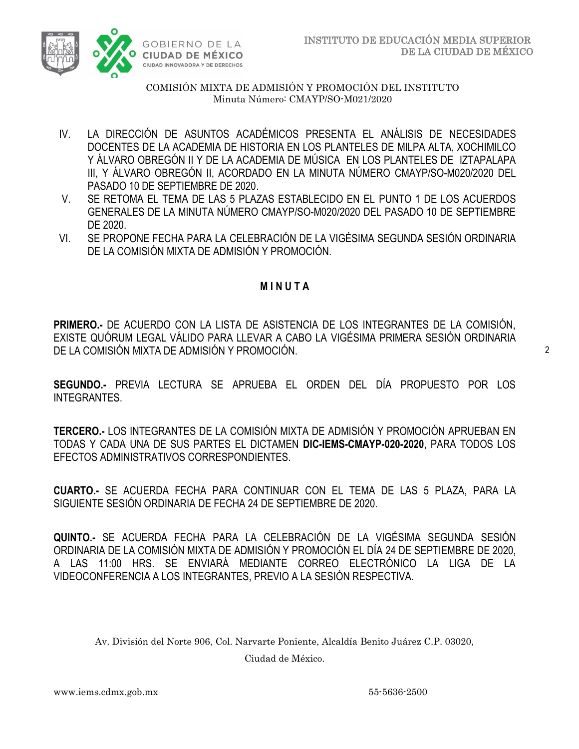COMISIÓN MIXTA DE ADMISIÓN Y PROMOCIÓN DEL INSTITUTO
Minuta Número: CMAYP/SO-M021/2020

IV. LA DIRECCIÓN DE ASUNTOS ACADÉMICOS PRESENTA EL ANÁLISIS DE NECESIDADES DOCENTES DE LA ACADEMIA DE HISTORIA EN LOS PLANTELES DE MILPA ALTA, XOCHIMILCO Y ÁLVARO OBREGÓN II Y DE LA ACADEMIA DE MÚSICA EN LOS PLANTELES DE IZTAPALAPA III, Y ÁLVARO OBREGÓN II, ACORDADO EN LA MINUTA NÚMERO CMAYP/SO-M020/2020 DEL PASADO 10 DE SEPTIEMBRE DE 2020.

V. SE RETOMA EL TEMA DE LAS 5 PLAZAS ESTABLECIDO EN EL PUNTO 1 DE LOS ACUERDOS GENERALES DE LA MINUTA NÚMERO CMAYP/SO-M020/2020 DEL PASADO 10 DE SEPTIEMBRE DE 2020.

VI. SE PROPONE FECHA PARA LA CELEBRACIÓN DE LA VIGÉSIMA SEGUNDA SESIÓN ORDINARIA DE LA COMISIÓN MIXTA DE ADMISIÓN Y PROMOCIÓN.

## M I N U T A

**PRIMERO.-** DE ACUERDO CON LA LISTA DE ASISTENCIA DE LOS INTEGRANTES DE LA COMISIÓN, EXISTE QUÓRUM LEGAL VÁLIDO PARA LLEVAR A CABO LA VIGÉSIMA PRIMERA SESIÓN ORDINARIA DE LA COMISIÓN MIXTA DE ADMISIÓN Y PROMOCIÓN.

**SEGUNDO.-** PREVIA LECTURA SE APRUEBA EL ORDEN DEL DÍA PROPUESTO POR LOS INTEGRANTES.

**TERCERO.-** LOS INTEGRANTES DE LA COMISIÓN MIXTA DE ADMISIÓN Y PROMOCIÓN APRUEBAN EN TODAS Y CADA UNA DE SUS PARTES EL DICTAMEN **DIC-IEMS-CMAYP-020-2020**, PARA TODOS LOS EFECTOS ADMINISTRATIVOS CORRESPONDIENTES.

**CUARTO.-** SE ACUERDA FECHA PARA CONTINUAR CON EL TEMA DE LAS 5 PLAZA, PARA LA SIGUIENTE SESIÓN ORDINARIA DE FECHA 24 DE SEPTIEMBRE DE 2020.

**QUINTO.-** SE ACUERDA FECHA PARA LA CELEBRACIÓN DE LA VIGÉSIMA SEGUNDA SESIÓN ORDINARIA DE LA COMISIÓN MIXTA DE ADMISIÓN Y PROMOCIÓN EL DÍA 24 DE SEPTIEMBRE DE 2020, A LAS 11:00 HRS. SE ENVIARÁ MEDIANTE CORREO ELECTRÓNICO LA LIGA DE LA VIDEOCONFERENCIA A LOS INTEGRANTES, PREVIO A LA SESIÓN RESPECTIVA.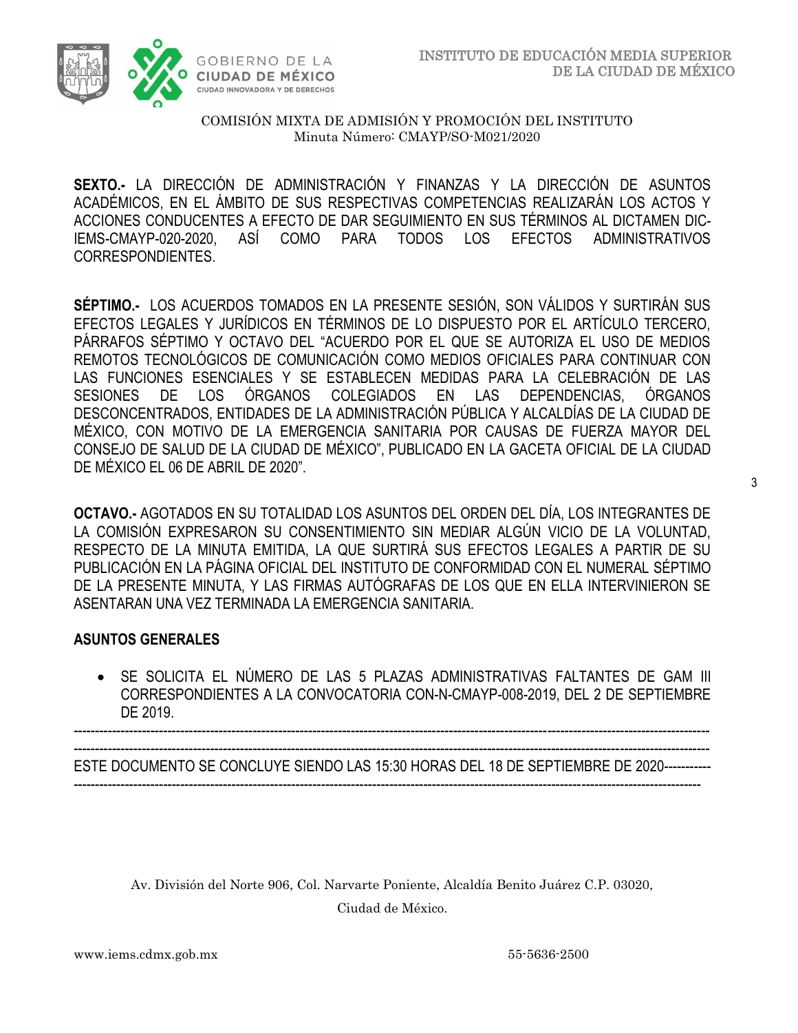COMISIÓN MIXTA DE ADMISIÓN Y PROMOCIÓN DEL INSTITUTO
Minuta Número: CMAYP/SO-M021/2020

**SEXTO.-** LA DIRECCIÓN DE ADMINISTRACIÓN Y FINANZAS Y LA DIRECCIÓN DE ASUNTOS ACADÉMICOS, EN EL ÁMBITO DE SUS RESPECTIVAS COMPETENCIAS REALIZARÁN LOS ACTOS Y ACCIONES CONDUCENTES A EFECTO DE DAR SEGUIMIENTO EN SUS TÉRMINOS AL DICTAMEN DIC-IEMS-CMAYP-020-2020, ASÍ COMO PARA TODOS LOS EFECTOS ADMINISTRATIVOS CORRESPONDIENTES.

**SÉPTIMO.-** LOS ACUERDOS TOMADOS EN LA PRESENTE SESIÓN, SON VÁLIDOS Y SURTIRÁN SUS EFECTOS LEGALES Y JURÍDICOS EN TÉRMINOS DE LO DISPUESTO POR EL ARTÍCULO TERCERO, PÁRRAFOS SÉPTIMO Y OCTAVO DEL "ACUERDO POR EL QUE SE AUTORIZA EL USO DE MEDIOS REMOTOS TECNOLÓGICOS DE COMUNICACIÓN COMO MEDIOS OFICIALES PARA CONTINUAR CON LAS FUNCIONES ESENCIALES Y SE ESTABLECEN MEDIDAS PARA LA CELEBRACIÓN DE LAS SESIONES DE LOS ÓRGANOS COLEGIADOS EN LAS DEPENDENCIAS, ÓRGANOS DESCONCENTRADOS, ENTIDADES DE LA ADMINISTRACIÓN PÚBLICA Y ALCALDÍAS DE LA CIUDAD DE MÉXICO, CON MOTIVO DE LA EMERGENCIA SANITARIA POR CAUSAS DE FUERZA MAYOR DEL CONSEJO DE SALUD DE LA CIUDAD DE MÉXICO", PUBLICADO EN LA GACETA OFICIAL DE LA CIUDAD DE MÉXICO EL 06 DE ABRIL DE 2020".

**OCTAVO.-** AGOTADOS EN SU TOTALIDAD LOS ASUNTOS DEL ORDEN DEL DÍA, LOS INTEGRANTES DE LA COMISIÓN EXPRESARON SU CONSENTIMIENTO SIN MEDIAR ALGÚN VICIO DE LA VOLUNTAD, RESPECTO DE LA MINUTA EMITIDA, LA QUE SURTIRÁ SUS EFECTOS LEGALES A PARTIR DE SU PUBLICACIÓN EN LA PÁGINA OFICIAL DEL INSTITUTO DE CONFORMIDAD CON EL NUMERAL SÉPTIMO DE LA PRESENTE MINUTA, Y LAS FIRMAS AUTÓGRAFAS DE LOS QUE EN ELLA INTERVINIERON SE ASENTARAN UNA VEZ TERMINADA LA EMERGENCIA SANITARIA.

**ASUNTOS GENERALES**

- SE SOLICITA EL NÚMERO DE LAS 5 PLAZAS ADMINISTRATIVAS FALTANTES DE GAM III CORRESPONDIENTES A LA CONVOCATORIA CON-N-CMAYP-008-2019, DEL 2 DE SEPTIEMBRE DE 2019.

--------------------------------------------------------------------------------------------------------------------------------------------

--------------------------------------------------------------------------------------------------------------------------------------------

ESTE DOCUMENTO SE CONCLUYE SIENDO LAS 15:30 HORAS DEL 18 DE SEPTIEMBRE DE 2020----------

--------------------------------------------------------------------------------------------------------------------------------------------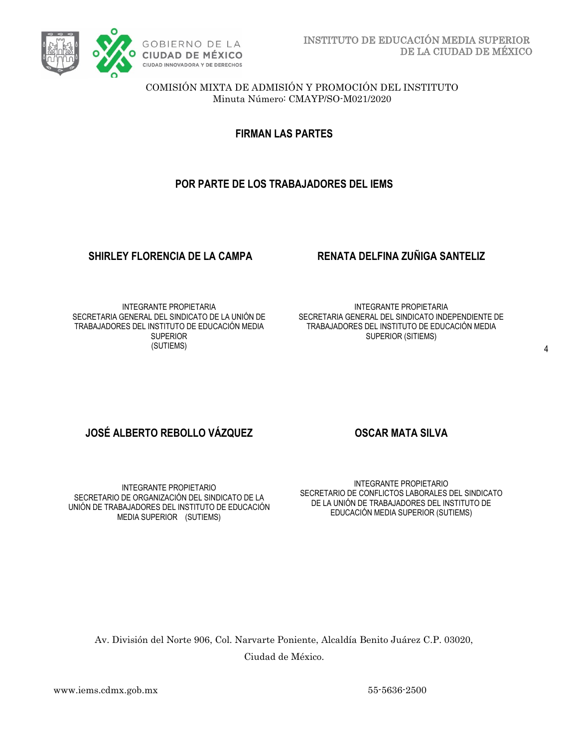COMISIÓN MIXTA DE ADMISIÓN Y PROMOCIÓN DEL INSTITUTO
Minuta Número: CMAYP/SO-M021/2020

## FIRMAN LAS PARTES

## POR PARTE DE LOS TRABAJADORES DEL IEMS

**SHIRLEY FLORENCIA DE LA CAMPA**

INTEGRANTE PROPIETARIA
SECRETARIA GENERAL DEL SINDICATO DE LA UNIÓN DE TRABAJADORES DEL INSTITUTO DE EDUCACIÓN MEDIA SUPERIOR
(SUTIEMS)

**RENATA DELFINA ZUÑIGA SANTELIZ**

INTEGRANTE PROPIETARIA
SECRETARIA GENERAL DEL SINDICATO INDEPENDIENTE DE TRABAJADORES DEL INSTITUTO DE EDUCACIÓN MEDIA SUPERIOR (SITIEMS)

**JOSÉ ALBERTO REBOLLO VÁZQUEZ**

INTEGRANTE PROPIETARIO
SECRETARIO DE ORGANIZACIÓN DEL SINDICATO DE LA UNIÓN DE TRABAJADORES DEL INSTITUTO DE EDUCACIÓN MEDIA SUPERIOR (SUTIEMS)

**OSCAR MATA SILVA**

INTEGRANTE PROPIETARIO
SECRETARIO DE CONFLICTOS LABORALES DEL SINDICATO DE LA UNIÓN DE TRABAJADORES DEL INSTITUTO DE EDUCACIÓN MEDIA SUPERIOR (SUTIEMS)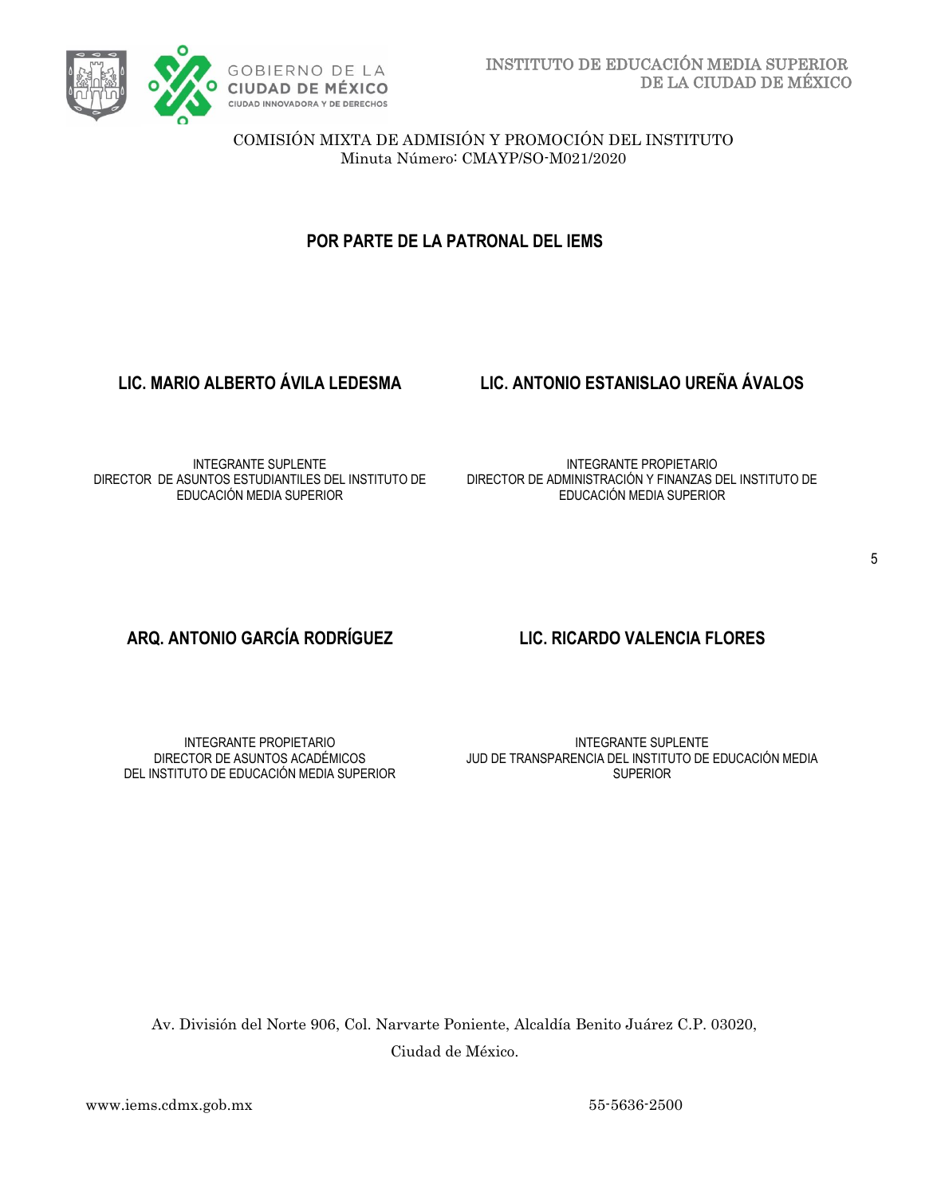COMISIÓN MIXTA DE ADMISIÓN Y PROMOCIÓN DEL INSTITUTO
Minuta Número: CMAYP/SO-M021/2020

## POR PARTE DE LA PATRONAL DEL IEMS

**LIC. MARIO ALBERTO ÁVILA LEDESMA**

INTEGRANTE SUPLENTE
DIRECTOR DE ASUNTOS ESTUDIANTILES DEL INSTITUTO DE EDUCACIÓN MEDIA SUPERIOR

**LIC. ANTONIO ESTANISLAO UREÑA ÁVALOS**

INTEGRANTE PROPIETARIO
DIRECTOR DE ADMINISTRACIÓN Y FINANZAS DEL INSTITUTO DE EDUCACIÓN MEDIA SUPERIOR

**ARQ. ANTONIO GARCÍA RODRÍGUEZ**

INTEGRANTE PROPIETARIO
DIRECTOR DE ASUNTOS ACADÉMICOS DEL INSTITUTO DE EDUCACIÓN MEDIA SUPERIOR

**LIC. RICARDO VALENCIA FLORES**

INTEGRANTE SUPLENTE
JUD DE TRANSPARENCIA DEL INSTITUTO DE EDUCACIÓN MEDIA SUPERIOR